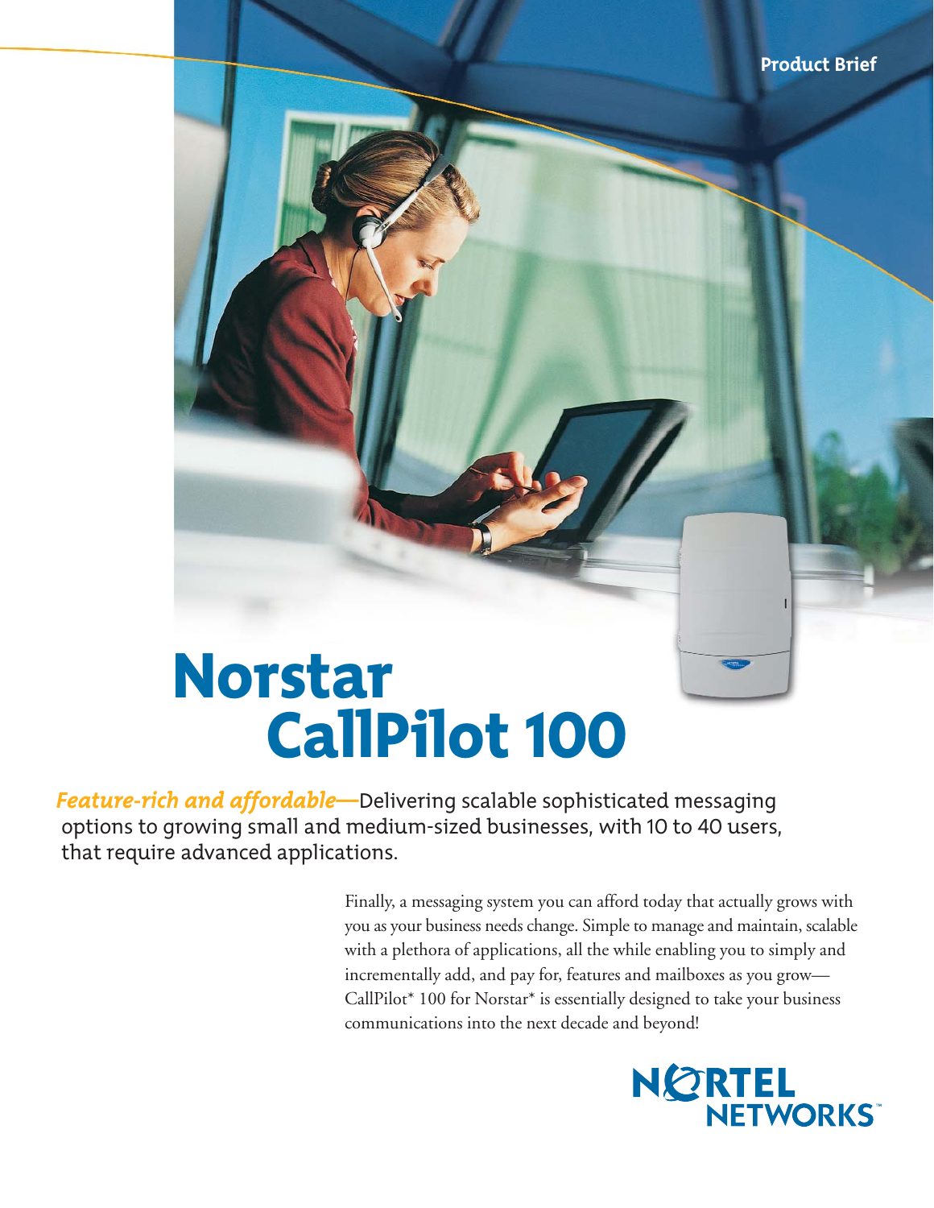Product Brief

# Norstar CallPilot 100

***Feature-rich and affordable***—Delivering scalable sophisticated messaging options to growing small and medium-sized businesses, with 10 to 40 users, that require advanced applications.

Finally, a messaging system you can afford today that actually grows with you as your business needs change. Simple to manage and maintain, scalable with a plethora of applications, all the while enabling you to simply and incrementally add, and pay for, features and mailboxes as you grow—CallPilot* 100 for Norstar* is essentially designed to take your business communications into the next decade and beyond!

NORTEL NETWORKS™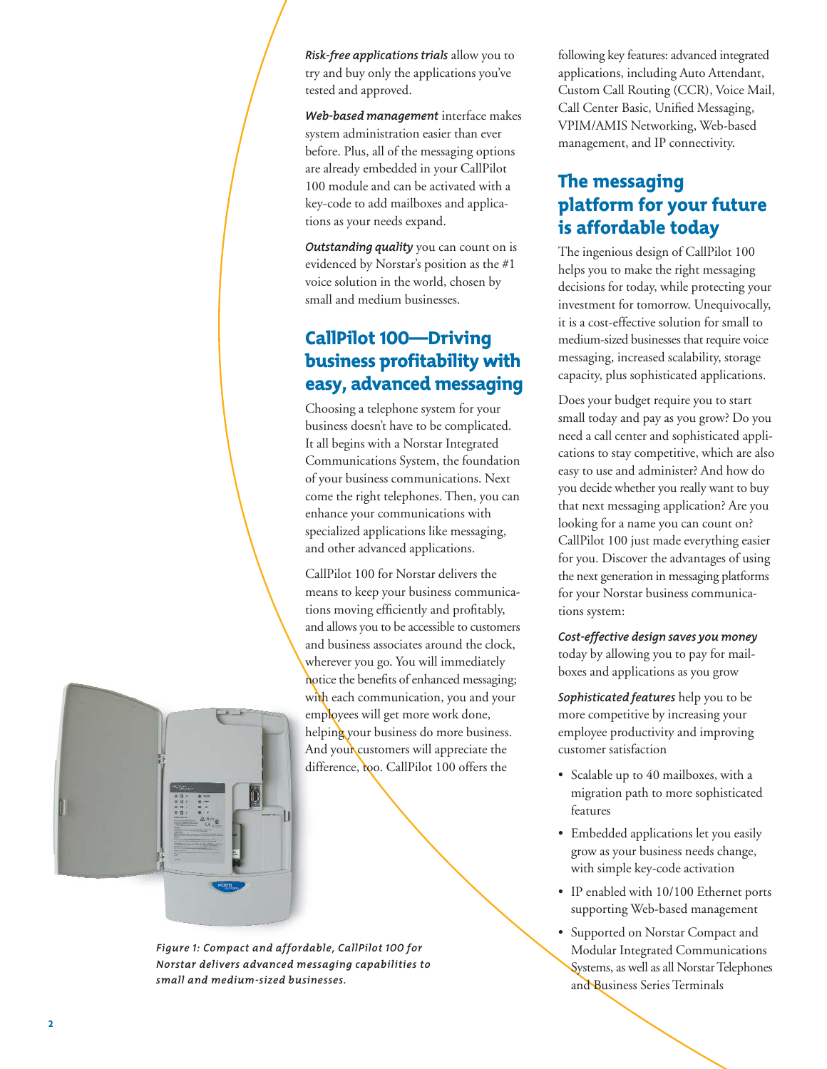***Risk-free applications trials*** allow you to try and buy only the applications you've tested and approved.

***Web-based management*** interface makes system administration easier than ever before. Plus, all of the messaging options are already embedded in your CallPilot 100 module and can be activated with a key-code to add mailboxes and applications as your needs expand.

***Outstanding quality*** you can count on is evidenced by Norstar's position as the #1 voice solution in the world, chosen by small and medium businesses.

## CallPilot 100—Driving business profitability with easy, advanced messaging

Choosing a telephone system for your business doesn't have to be complicated. It all begins with a Norstar Integrated Communications System, the foundation of your business communications. Next come the right telephones. Then, you can enhance your communications with specialized applications like messaging, and other advanced applications.

CallPilot 100 for Norstar delivers the means to keep your business communications moving efficiently and profitably, and allows you to be accessible to customers and business associates around the clock, wherever you go. You will immediately notice the benefits of enhanced messaging; with each communication, you and your employees will get more work done, helping your business do more business. And your customers will appreciate the difference, too. CallPilot 100 offers the following key features: advanced integrated applications, including Auto Attendant, Custom Call Routing (CCR), Voice Mail, Call Center Basic, Unified Messaging, VPIM/AMIS Networking, Web-based management, and IP connectivity.

*Figure 1: Compact and affordable, CallPilot 100 for Norstar delivers advanced messaging capabilities to small and medium-sized businesses.*

## The messaging platform for your future is affordable today

The ingenious design of CallPilot 100 helps you to make the right messaging decisions for today, while protecting your investment for tomorrow. Unequivocally, it is a cost-effective solution for small to medium-sized businesses that require voice messaging, increased scalability, storage capacity, plus sophisticated applications.

Does your budget require you to start small today and pay as you grow? Do you need a call center and sophisticated applications to stay competitive, which are also easy to use and administer? And how do you decide whether you really want to buy that next messaging application? Are you looking for a name you can count on? CallPilot 100 just made everything easier for you. Discover the advantages of using the next generation in messaging platforms for your Norstar business communications system:

***Cost-effective design saves you money*** today by allowing you to pay for mailboxes and applications as you grow

***Sophisticated features*** help you to be more competitive by increasing your employee productivity and improving customer satisfaction

- Scalable up to 40 mailboxes, with a migration path to more sophisticated features
- Embedded applications let you easily grow as your business needs change, with simple key-code activation
- IP enabled with 10/100 Ethernet ports supporting Web-based management
- Supported on Norstar Compact and Modular Integrated Communications Systems, as well as all Norstar Telephones and Business Series Terminals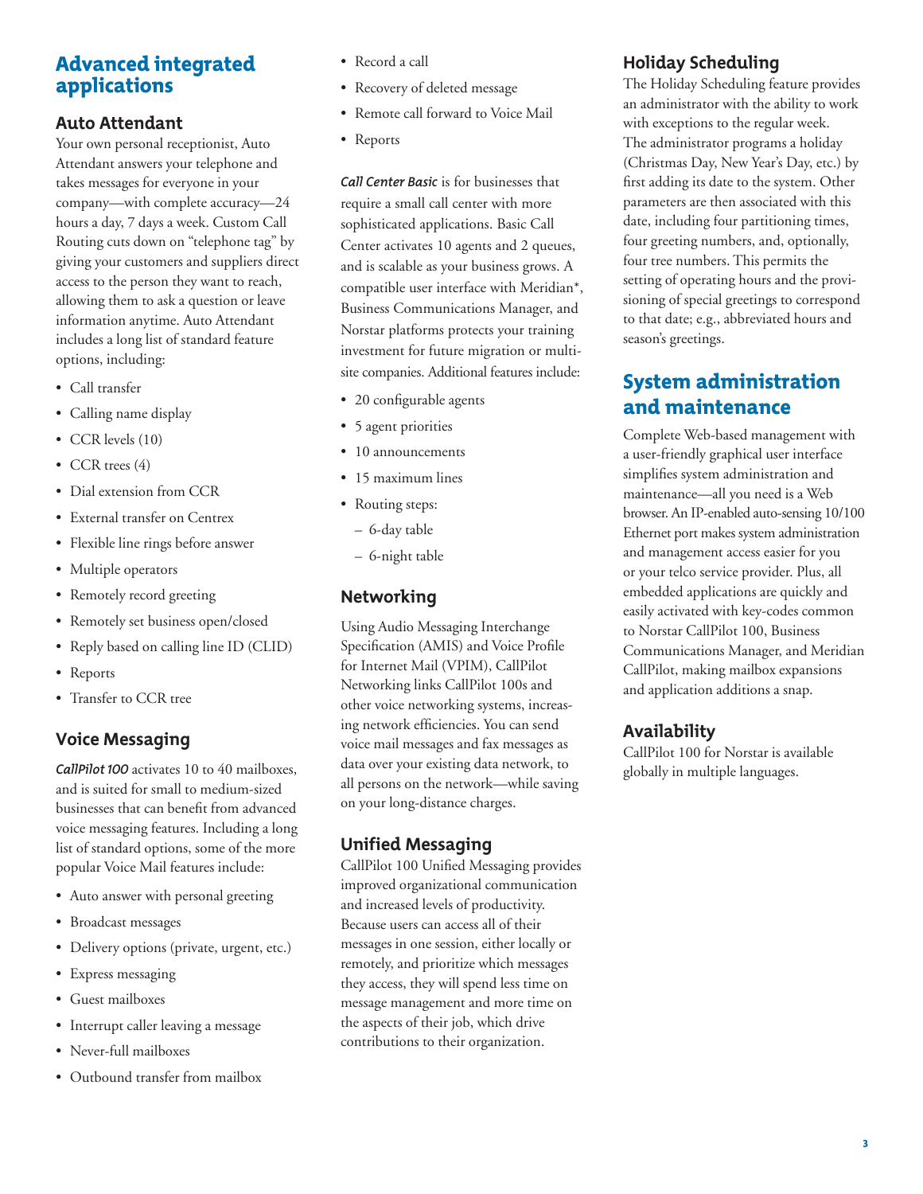## Advanced integrated applications

### Auto Attendant

Your own personal receptionist, Auto Attendant answers your telephone and takes messages for everyone in your company—with complete accuracy—24 hours a day, 7 days a week. Custom Call Routing cuts down on "telephone tag" by giving your customers and suppliers direct access to the person they want to reach, allowing them to ask a question or leave information anytime. Auto Attendant includes a long list of standard feature options, including:

- Call transfer
- Calling name display
- CCR levels (10)
- CCR trees (4)
- Dial extension from CCR
- External transfer on Centrex
- Flexible line rings before answer
- Multiple operators
- Remotely record greeting
- Remotely set business open/closed
- Reply based on calling line ID (CLID)
- Reports
- Transfer to CCR tree

### Voice Messaging

***CallPilot 100*** activates 10 to 40 mailboxes, and is suited for small to medium-sized businesses that can benefit from advanced voice messaging features. Including a long list of standard options, some of the more popular Voice Mail features include:

- Auto answer with personal greeting
- Broadcast messages
- Delivery options (private, urgent, etc.)
- Express messaging
- Guest mailboxes
- Interrupt caller leaving a message
- Never-full mailboxes
- Outbound transfer from mailbox
- Record a call
- Recovery of deleted message
- Remote call forward to Voice Mail
- Reports

***Call Center Basic*** is for businesses that require a small call center with more sophisticated applications. Basic Call Center activates 10 agents and 2 queues, and is scalable as your business grows. A compatible user interface with Meridian*, Business Communications Manager, and Norstar platforms protects your training investment for future migration or multi-site companies. Additional features include:

- 20 configurable agents
- 5 agent priorities
- 10 announcements
- 15 maximum lines
- Routing steps:
  - 6-day table
  - 6-night table

### Networking

Using Audio Messaging Interchange Specification (AMIS) and Voice Profile for Internet Mail (VPIM), CallPilot Networking links CallPilot 100s and other voice networking systems, increasing network efficiencies. You can send voice mail messages and fax messages as data over your existing data network, to all persons on the network—while saving on your long-distance charges.

### Unified Messaging

CallPilot 100 Unified Messaging provides improved organizational communication and increased levels of productivity. Because users can access all of their messages in one session, either locally or remotely, and prioritize which messages they access, they will spend less time on message management and more time on the aspects of their job, which drive contributions to their organization.

### Holiday Scheduling

The Holiday Scheduling feature provides an administrator with the ability to work with exceptions to the regular week. The administrator programs a holiday (Christmas Day, New Year's Day, etc.) by first adding its date to the system. Other parameters are then associated with this date, including four partitioning times, four greeting numbers, and, optionally, four tree numbers. This permits the setting of operating hours and the provisioning of special greetings to correspond to that date; e.g., abbreviated hours and season's greetings.

## System administration and maintenance

Complete Web-based management with a user-friendly graphical user interface simplifies system administration and maintenance—all you need is a Web browser. An IP-enabled auto-sensing 10/100 Ethernet port makes system administration and management access easier for you or your telco service provider. Plus, all embedded applications are quickly and easily activated with key-codes common to Norstar CallPilot 100, Business Communications Manager, and Meridian CallPilot, making mailbox expansions and application additions a snap.

### Availability

CallPilot 100 for Norstar is available globally in multiple languages.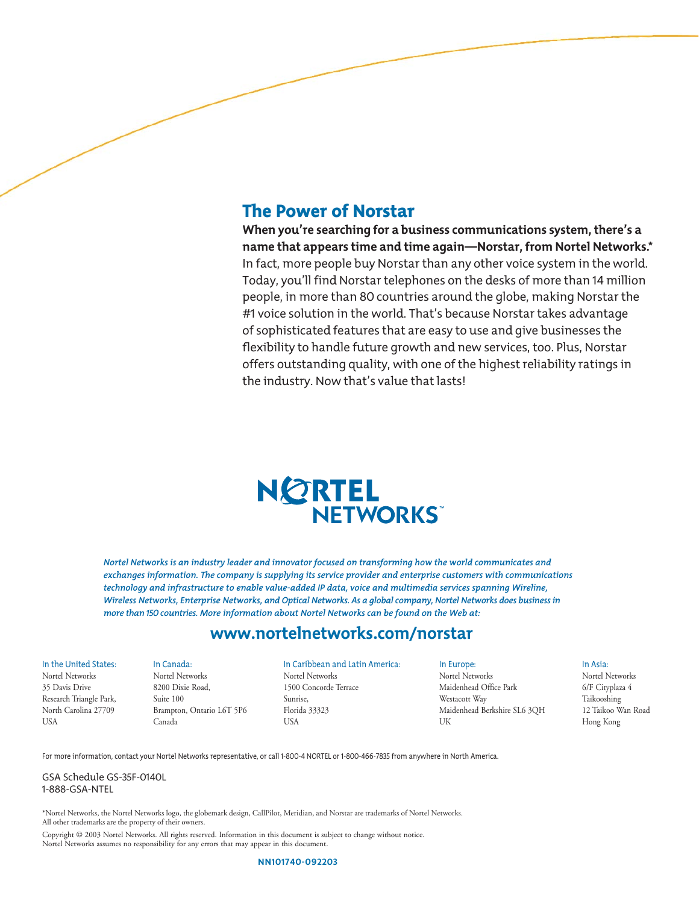## The Power of Norstar

**When you're searching for a business communications system, there's a name that appears time and time again—Norstar, from Nortel Networks.*** In fact, more people buy Norstar than any other voice system in the world. Today, you'll find Norstar telephones on the desks of more than 14 million people, in more than 80 countries around the globe, making Norstar the #1 voice solution in the world. That's because Norstar takes advantage of sophisticated features that are easy to use and give businesses the flexibility to handle future growth and new services, too. Plus, Norstar offers outstanding quality, with one of the highest reliability ratings in the industry. Now that's value that lasts!

NORTEL NETWORKS™

*Nortel Networks is an industry leader and innovator focused on transforming how the world communicates and exchanges information. The company is supplying its service provider and enterprise customers with communications technology and infrastructure to enable value-added IP data, voice and multimedia services spanning Wireline, Wireless Networks, Enterprise Networks, and Optical Networks. As a global company, Nortel Networks does business in more than 150 countries. More information about Nortel Networks can be found on the Web at:*

**www.nortelnetworks.com/norstar**

In the United States:
Nortel Networks
35 Davis Drive
Research Triangle Park,
North Carolina 27709
USA

In Canada:
Nortel Networks
8200 Dixie Road,
Suite 100
Brampton, Ontario L6T 5P6
Canada

In Caribbean and Latin America:
Nortel Networks
1500 Concorde Terrace
Sunrise,
Florida 33323
USA

In Europe:
Nortel Networks
Maidenhead Office Park
Westacott Way
Maidenhead Berkshire SL6 3QH
UK

In Asia:
Nortel Networks
6/F Cityplaza 4
Taikooshing
12 Taikoo Wan Road
Hong Kong

For more information, contact your Nortel Networks representative, or call 1-800-4 NORTEL or 1-800-466-7835 from anywhere in North America.

GSA Schedule GS-35F-0140L
1-888-GSA-NTEL

*Nortel Networks, the Nortel Networks logo, the globemark design, CallPilot, Meridian, and Norstar are trademarks of Nortel Networks.
All other trademarks are the property of their owners.

Copyright © 2003 Nortel Networks. All rights reserved. Information in this document is subject to change without notice.
Nortel Networks assumes no responsibility for any errors that may appear in this document.

**NN101740-092203**